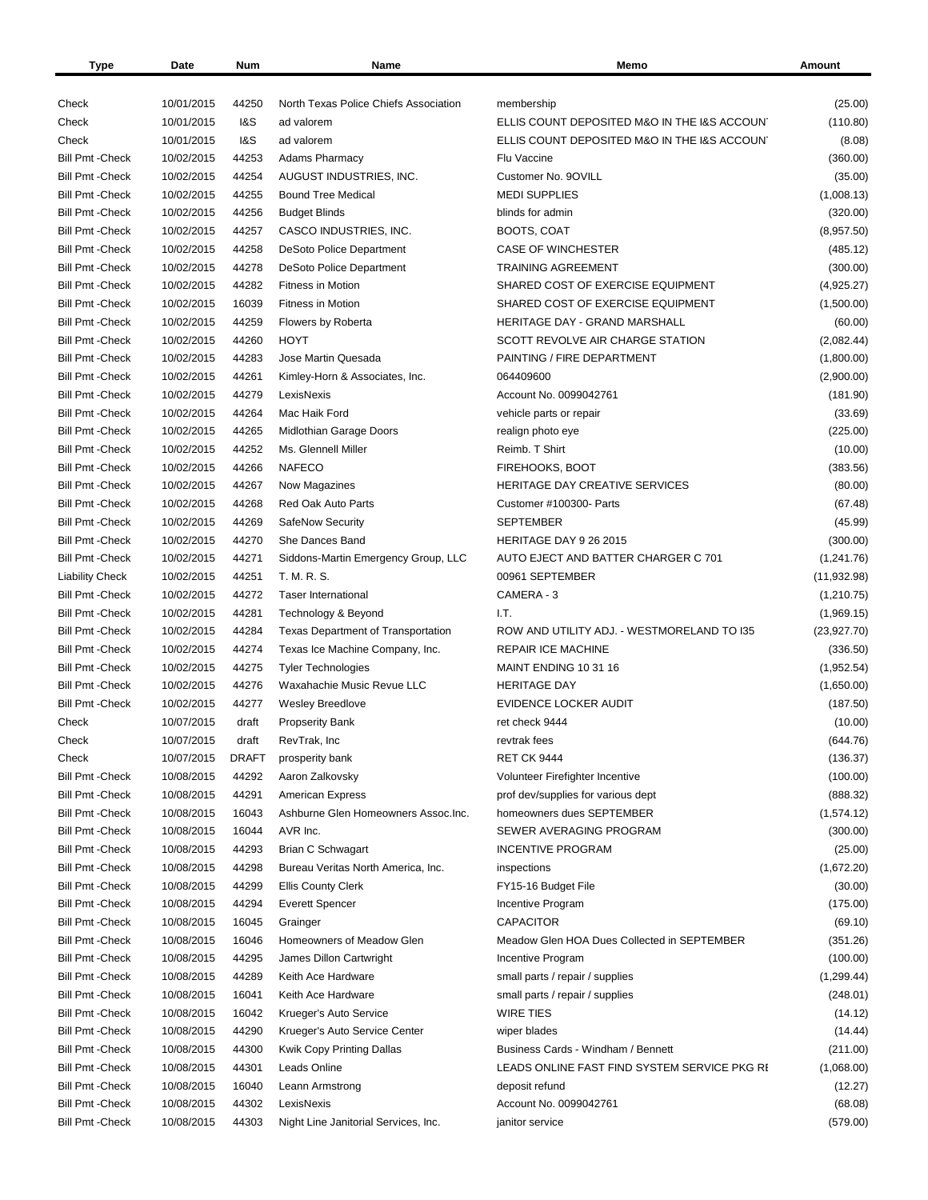| Type | Date | Num | Name | Memo | Amount |
|---|---|---|---|---|---|
| Check | 10/01/2015 | 44250 | North Texas Police Chiefs Association | membership | (25.00) |
| Check | 10/01/2015 | I&S | ad valorem | ELLIS COUNT DEPOSITED M&O IN THE I&S ACCOUN | (110.80) |
| Check | 10/01/2015 | I&S | ad valorem | ELLIS COUNT DEPOSITED M&O IN THE I&S ACCOUN | (8.08) |
| Bill Pmt -Check | 10/02/2015 | 44253 | Adams Pharmacy | Flu Vaccine | (360.00) |
| Bill Pmt -Check | 10/02/2015 | 44254 | AUGUST INDUSTRIES, INC. | Customer No. 9OVILL | (35.00) |
| Bill Pmt -Check | 10/02/2015 | 44255 | Bound Tree Medical | MEDI SUPPLIES | (1,008.13) |
| Bill Pmt -Check | 10/02/2015 | 44256 | Budget Blinds | blinds for admin | (320.00) |
| Bill Pmt -Check | 10/02/2015 | 44257 | CASCO INDUSTRIES, INC. | BOOTS, COAT | (8,957.50) |
| Bill Pmt -Check | 10/02/2015 | 44258 | DeSoto Police Department | CASE OF WINCHESTER | (485.12) |
| Bill Pmt -Check | 10/02/2015 | 44278 | DeSoto Police Department | TRAINING AGREEMENT | (300.00) |
| Bill Pmt -Check | 10/02/2015 | 44282 | Fitness in Motion | SHARED COST OF EXERCISE EQUIPMENT | (4,925.27) |
| Bill Pmt -Check | 10/02/2015 | 16039 | Fitness in Motion | SHARED COST OF EXERCISE EQUIPMENT | (1,500.00) |
| Bill Pmt -Check | 10/02/2015 | 44259 | Flowers by Roberta | HERITAGE DAY - GRAND MARSHALL | (60.00) |
| Bill Pmt -Check | 10/02/2015 | 44260 | HOYT | SCOTT REVOLVE AIR CHARGE STATION | (2,082.44) |
| Bill Pmt -Check | 10/02/2015 | 44283 | Jose Martin Quesada | PAINTING / FIRE DEPARTMENT | (1,800.00) |
| Bill Pmt -Check | 10/02/2015 | 44261 | Kimley-Horn & Associates, Inc. | 064409600 | (2,900.00) |
| Bill Pmt -Check | 10/02/2015 | 44279 | LexisNexis | Account No. 0099042761 | (181.90) |
| Bill Pmt -Check | 10/02/2015 | 44264 | Mac Haik Ford | vehicle parts or repair | (33.69) |
| Bill Pmt -Check | 10/02/2015 | 44265 | Midlothian Garage Doors | realign photo eye | (225.00) |
| Bill Pmt -Check | 10/02/2015 | 44252 | Ms. Glennell Miller | Reimb. T Shirt | (10.00) |
| Bill Pmt -Check | 10/02/2015 | 44266 | NAFECO | FIREHOOKS, BOOT | (383.56) |
| Bill Pmt -Check | 10/02/2015 | 44267 | Now Magazines | HERITAGE DAY CREATIVE SERVICES | (80.00) |
| Bill Pmt -Check | 10/02/2015 | 44268 | Red Oak Auto Parts | Customer #100300- Parts | (67.48) |
| Bill Pmt -Check | 10/02/2015 | 44269 | SafeNow Security | SEPTEMBER | (45.99) |
| Bill Pmt -Check | 10/02/2015 | 44270 | She Dances Band | HERITAGE DAY 9 26 2015 | (300.00) |
| Bill Pmt -Check | 10/02/2015 | 44271 | Siddons-Martin Emergency Group, LLC | AUTO EJECT AND BATTER CHARGER C 701 | (1,241.76) |
| Liability Check | 10/02/2015 | 44251 | T. M. R. S. | 00961 SEPTEMBER | (11,932.98) |
| Bill Pmt -Check | 10/02/2015 | 44272 | Taser International | CAMERA - 3 | (1,210.75) |
| Bill Pmt -Check | 10/02/2015 | 44281 | Technology & Beyond | I.T. | (1,969.15) |
| Bill Pmt -Check | 10/02/2015 | 44284 | Texas Department of Transportation | ROW AND UTILITY ADJ. - WESTMORELAND TO I35 | (23,927.70) |
| Bill Pmt -Check | 10/02/2015 | 44274 | Texas Ice Machine Company, Inc. | REPAIR ICE MACHINE | (336.50) |
| Bill Pmt -Check | 10/02/2015 | 44275 | Tyler Technologies | MAINT ENDING 10 31 16 | (1,952.54) |
| Bill Pmt -Check | 10/02/2015 | 44276 | Waxahachie Music Revue LLC | HERITAGE DAY | (1,650.00) |
| Bill Pmt -Check | 10/02/2015 | 44277 | Wesley Breedlove | EVIDENCE LOCKER AUDIT | (187.50) |
| Check | 10/07/2015 | draft | Propserity Bank | ret check 9444 | (10.00) |
| Check | 10/07/2015 | draft | RevTrak, Inc | revtrak fees | (644.76) |
| Check | 10/07/2015 | DRAFT | prosperity bank | RET CK 9444 | (136.37) |
| Bill Pmt -Check | 10/08/2015 | 44292 | Aaron Zalkovsky | Volunteer Firefighter Incentive | (100.00) |
| Bill Pmt -Check | 10/08/2015 | 44291 | American Express | prof dev/supplies for various dept | (888.32) |
| Bill Pmt -Check | 10/08/2015 | 16043 | Ashburne Glen Homeowners Assoc.Inc. | homeowners dues SEPTEMBER | (1,574.12) |
| Bill Pmt -Check | 10/08/2015 | 16044 | AVR Inc. | SEWER AVERAGING PROGRAM | (300.00) |
| Bill Pmt -Check | 10/08/2015 | 44293 | Brian C Schwagart | INCENTIVE PROGRAM | (25.00) |
| Bill Pmt -Check | 10/08/2015 | 44298 | Bureau Veritas North America, Inc. | inspections | (1,672.20) |
| Bill Pmt -Check | 10/08/2015 | 44299 | Ellis County Clerk | FY15-16 Budget File | (30.00) |
| Bill Pmt -Check | 10/08/2015 | 44294 | Everett Spencer | Incentive Program | (175.00) |
| Bill Pmt -Check | 10/08/2015 | 16045 | Grainger | CAPACITOR | (69.10) |
| Bill Pmt -Check | 10/08/2015 | 16046 | Homeowners of Meadow Glen | Meadow Glen HOA Dues Collected in SEPTEMBER | (351.26) |
| Bill Pmt -Check | 10/08/2015 | 44295 | James Dillon Cartwright | Incentive Program | (100.00) |
| Bill Pmt -Check | 10/08/2015 | 44289 | Keith Ace Hardware | small parts / repair / supplies | (1,299.44) |
| Bill Pmt -Check | 10/08/2015 | 16041 | Keith Ace Hardware | small parts / repair / supplies | (248.01) |
| Bill Pmt -Check | 10/08/2015 | 16042 | Krueger's Auto Service | WIRE TIES | (14.12) |
| Bill Pmt -Check | 10/08/2015 | 44290 | Krueger's Auto Service Center | wiper blades | (14.44) |
| Bill Pmt -Check | 10/08/2015 | 44300 | Kwik Copy Printing Dallas | Business Cards - Windham / Bennett | (211.00) |
| Bill Pmt -Check | 10/08/2015 | 44301 | Leads Online | LEADS ONLINE FAST FIND SYSTEM SERVICE PKG RI | (1,068.00) |
| Bill Pmt -Check | 10/08/2015 | 16040 | Leann Armstrong | deposit refund | (12.27) |
| Bill Pmt -Check | 10/08/2015 | 44302 | LexisNexis | Account No. 0099042761 | (68.08) |
| Bill Pmt -Check | 10/08/2015 | 44303 | Night Line Janitorial Services, Inc. | janitor service | (579.00) |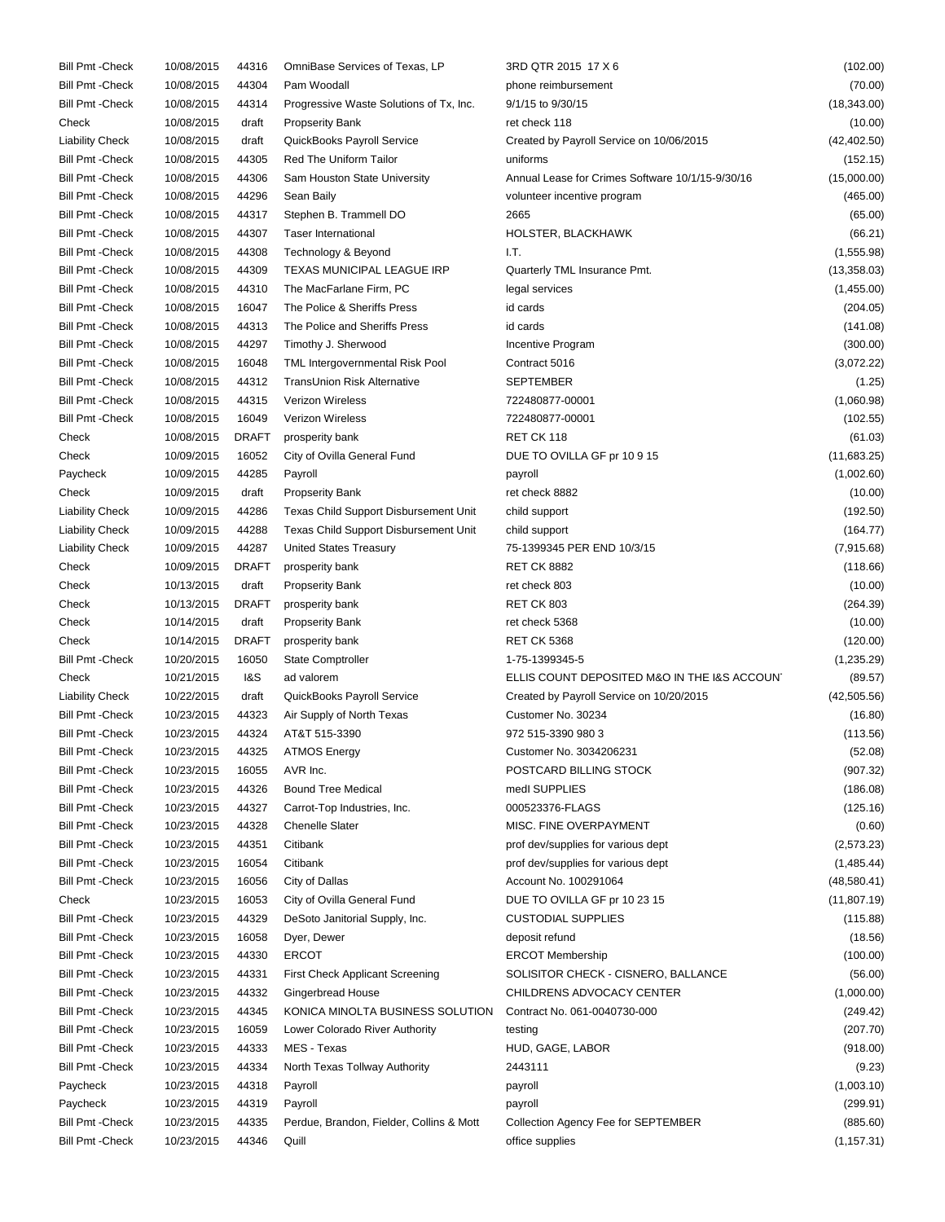| | | | | | |
|---|---|---|---|---|---|
| Bill Pmt -Check | 10/08/2015 | 44316 | OmniBase Services of Texas, LP | 3RD QTR 2015 17 X 6 | (102.00) |
| Bill Pmt -Check | 10/08/2015 | 44304 | Pam Woodall | phone reimbursement | (70.00) |
| Bill Pmt -Check | 10/08/2015 | 44314 | Progressive Waste Solutions of Tx, Inc. | 9/1/15 to 9/30/15 | (18,343.00) |
| Check | 10/08/2015 | draft | Propserity Bank | ret check 118 | (10.00) |
| Liability Check | 10/08/2015 | draft | QuickBooks Payroll Service | Created by Payroll Service on 10/06/2015 | (42,402.50) |
| Bill Pmt -Check | 10/08/2015 | 44305 | Red The Uniform Tailor | uniforms | (152.15) |
| Bill Pmt -Check | 10/08/2015 | 44306 | Sam Houston State University | Annual Lease for Crimes Software 10/1/15-9/30/16 | (15,000.00) |
| Bill Pmt -Check | 10/08/2015 | 44296 | Sean Baily | volunteer incentive program | (465.00) |
| Bill Pmt -Check | 10/08/2015 | 44317 | Stephen B. Trammell DO | 2665 | (65.00) |
| Bill Pmt -Check | 10/08/2015 | 44307 | Taser International | HOLSTER, BLACKHAWK | (66.21) |
| Bill Pmt -Check | 10/08/2015 | 44308 | Technology & Beyond | I.T. | (1,555.98) |
| Bill Pmt -Check | 10/08/2015 | 44309 | TEXAS MUNICIPAL LEAGUE IRP | Quarterly TML Insurance Pmt. | (13,358.03) |
| Bill Pmt -Check | 10/08/2015 | 44310 | The MacFarlane Firm, PC | legal services | (1,455.00) |
| Bill Pmt -Check | 10/08/2015 | 16047 | The Police & Sheriffs Press | id cards | (204.05) |
| Bill Pmt -Check | 10/08/2015 | 44313 | The Police and Sheriffs Press | id cards | (141.08) |
| Bill Pmt -Check | 10/08/2015 | 44297 | Timothy J. Sherwood | Incentive Program | (300.00) |
| Bill Pmt -Check | 10/08/2015 | 16048 | TML Intergovernmental Risk Pool | Contract 5016 | (3,072.22) |
| Bill Pmt -Check | 10/08/2015 | 44312 | TransUnion Risk Alternative | SEPTEMBER | (1.25) |
| Bill Pmt -Check | 10/08/2015 | 44315 | Verizon Wireless | 722480877-00001 | (1,060.98) |
| Bill Pmt -Check | 10/08/2015 | 16049 | Verizon Wireless | 722480877-00001 | (102.55) |
| Check | 10/08/2015 | DRAFT | prosperity bank | RET CK 118 | (61.03) |
| Check | 10/09/2015 | 16052 | City of Ovilla General Fund | DUE TO OVILLA GF pr 10 9 15 | (11,683.25) |
| Paycheck | 10/09/2015 | 44285 | Payroll | payroll | (1,002.60) |
| Check | 10/09/2015 | draft | Propserity Bank | ret check 8882 | (10.00) |
| Liability Check | 10/09/2015 | 44286 | Texas Child Support Disbursement Unit | child support | (192.50) |
| Liability Check | 10/09/2015 | 44288 | Texas Child Support Disbursement Unit | child support | (164.77) |
| Liability Check | 10/09/2015 | 44287 | United States Treasury | 75-1399345 PER END 10/3/15 | (7,915.68) |
| Check | 10/09/2015 | DRAFT | prosperity bank | RET CK 8882 | (118.66) |
| Check | 10/13/2015 | draft | Propserity Bank | ret check 803 | (10.00) |
| Check | 10/13/2015 | DRAFT | prosperity bank | RET CK 803 | (264.39) |
| Check | 10/14/2015 | draft | Propserity Bank | ret check 5368 | (10.00) |
| Check | 10/14/2015 | DRAFT | prosperity bank | RET CK 5368 | (120.00) |
| Bill Pmt -Check | 10/20/2015 | 16050 | State Comptroller | 1-75-1399345-5 | (1,235.29) |
| Check | 10/21/2015 | I&S | ad valorem | ELLIS COUNT DEPOSITED M&O IN THE I&S ACCOUN | (89.57) |
| Liability Check | 10/22/2015 | draft | QuickBooks Payroll Service | Created by Payroll Service on 10/20/2015 | (42,505.56) |
| Bill Pmt -Check | 10/23/2015 | 44323 | Air Supply of North Texas | Customer No. 30234 | (16.80) |
| Bill Pmt -Check | 10/23/2015 | 44324 | AT&T 515-3390 | 972 515-3390 980 3 | (113.56) |
| Bill Pmt -Check | 10/23/2015 | 44325 | ATMOS Energy | Customer No. 3034206231 | (52.08) |
| Bill Pmt -Check | 10/23/2015 | 16055 | AVR Inc. | POSTCARD BILLING STOCK | (907.32) |
| Bill Pmt -Check | 10/23/2015 | 44326 | Bound Tree Medical | medl SUPPLIES | (186.08) |
| Bill Pmt -Check | 10/23/2015 | 44327 | Carrot-Top Industries, Inc. | 000523376-FLAGS | (125.16) |
| Bill Pmt -Check | 10/23/2015 | 44328 | Chenelle Slater | MISC. FINE OVERPAYMENT | (0.60) |
| Bill Pmt -Check | 10/23/2015 | 44351 | Citibank | prof dev/supplies for various dept | (2,573.23) |
| Bill Pmt -Check | 10/23/2015 | 16054 | Citibank | prof dev/supplies for various dept | (1,485.44) |
| Bill Pmt -Check | 10/23/2015 | 16056 | City of Dallas | Account No. 100291064 | (48,580.41) |
| Check | 10/23/2015 | 16053 | City of Ovilla General Fund | DUE TO OVILLA GF pr 10 23 15 | (11,807.19) |
| Bill Pmt -Check | 10/23/2015 | 44329 | DeSoto Janitorial Supply, Inc. | CUSTODIAL SUPPLIES | (115.88) |
| Bill Pmt -Check | 10/23/2015 | 16058 | Dyer, Dewer | deposit refund | (18.56) |
| Bill Pmt -Check | 10/23/2015 | 44330 | ERCOT | ERCOT Membership | (100.00) |
| Bill Pmt -Check | 10/23/2015 | 44331 | First Check Applicant Screening | SOLISITOR CHECK - CISNERO, BALLANCE | (56.00) |
| Bill Pmt -Check | 10/23/2015 | 44332 | Gingerbread House | CHILDRENS ADVOCACY CENTER | (1,000.00) |
| Bill Pmt -Check | 10/23/2015 | 44345 | KONICA MINOLTA BUSINESS SOLUTION | Contract No. 061-0040730-000 | (249.42) |
| Bill Pmt -Check | 10/23/2015 | 16059 | Lower Colorado River Authority | testing | (207.70) |
| Bill Pmt -Check | 10/23/2015 | 44333 | MES - Texas | HUD, GAGE, LABOR | (918.00) |
| Bill Pmt -Check | 10/23/2015 | 44334 | North Texas Tollway Authority | 2443111 | (9.23) |
| Paycheck | 10/23/2015 | 44318 | Payroll | payroll | (1,003.10) |
| Paycheck | 10/23/2015 | 44319 | Payroll | payroll | (299.91) |
| Bill Pmt -Check | 10/23/2015 | 44335 | Perdue, Brandon, Fielder, Collins & Mott | Collection Agency Fee for SEPTEMBER | (885.60) |
| Bill Pmt -Check | 10/23/2015 | 44346 | Quill | office supplies | (1,157.31) |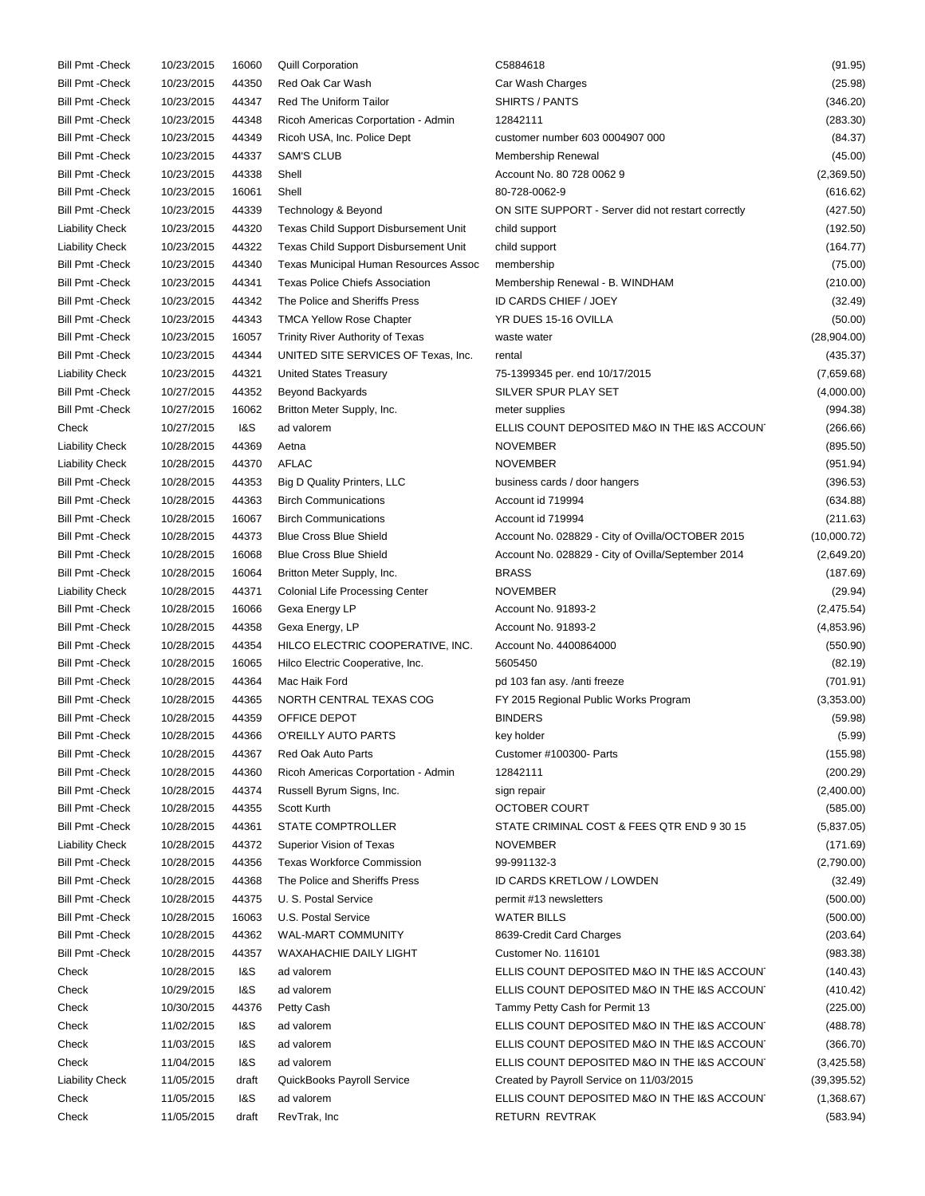| | | | | | |
|---|---|---|---|---|---|
| Bill Pmt -Check | 10/23/2015 | 16060 | Quill Corporation | C5884618 | (91.95) |
| Bill Pmt -Check | 10/23/2015 | 44350 | Red Oak Car Wash | Car Wash Charges | (25.98) |
| Bill Pmt -Check | 10/23/2015 | 44347 | Red The Uniform Tailor | SHIRTS / PANTS | (346.20) |
| Bill Pmt -Check | 10/23/2015 | 44348 | Ricoh Americas Corportation - Admin | 12842111 | (283.30) |
| Bill Pmt -Check | 10/23/2015 | 44349 | Ricoh USA, Inc. Police Dept | customer number 603 0004907 000 | (84.37) |
| Bill Pmt -Check | 10/23/2015 | 44337 | SAM'S CLUB | Membership Renewal | (45.00) |
| Bill Pmt -Check | 10/23/2015 | 44338 | Shell | Account No. 80 728 0062 9 | (2,369.50) |
| Bill Pmt -Check | 10/23/2015 | 16061 | Shell | 80-728-0062-9 | (616.62) |
| Bill Pmt -Check | 10/23/2015 | 44339 | Technology & Beyond | ON SITE SUPPORT - Server did not restart correctly | (427.50) |
| Liability Check | 10/23/2015 | 44320 | Texas Child Support Disbursement Unit | child support | (192.50) |
| Liability Check | 10/23/2015 | 44322 | Texas Child Support Disbursement Unit | child support | (164.77) |
| Bill Pmt -Check | 10/23/2015 | 44340 | Texas Municipal Human Resources Assoc | membership | (75.00) |
| Bill Pmt -Check | 10/23/2015 | 44341 | Texas Police Chiefs Association | Membership Renewal - B. WINDHAM | (210.00) |
| Bill Pmt -Check | 10/23/2015 | 44342 | The Police and Sheriffs Press | ID CARDS CHIEF / JOEY | (32.49) |
| Bill Pmt -Check | 10/23/2015 | 44343 | TMCA Yellow Rose Chapter | YR DUES 15-16 OVILLA | (50.00) |
| Bill Pmt -Check | 10/23/2015 | 16057 | Trinity River Authority of Texas | waste water | (28,904.00) |
| Bill Pmt -Check | 10/23/2015 | 44344 | UNITED SITE SERVICES OF Texas, Inc. | rental | (435.37) |
| Liability Check | 10/23/2015 | 44321 | United States Treasury | 75-1399345 per. end 10/17/2015 | (7,659.68) |
| Bill Pmt -Check | 10/27/2015 | 44352 | Beyond Backyards | SILVER SPUR PLAY SET | (4,000.00) |
| Bill Pmt -Check | 10/27/2015 | 16062 | Britton Meter Supply, Inc. | meter supplies | (994.38) |
| Check | 10/27/2015 | I&S | ad valorem | ELLIS COUNT DEPOSITED M&O IN THE I&S ACCOUN | (266.66) |
| Liability Check | 10/28/2015 | 44369 | Aetna | NOVEMBER | (895.50) |
| Liability Check | 10/28/2015 | 44370 | AFLAC | NOVEMBER | (951.94) |
| Bill Pmt -Check | 10/28/2015 | 44353 | Big D Quality Printers, LLC | business cards / door hangers | (396.53) |
| Bill Pmt -Check | 10/28/2015 | 44363 | Birch Communications | Account id 719994 | (634.88) |
| Bill Pmt -Check | 10/28/2015 | 16067 | Birch Communications | Account id 719994 | (211.63) |
| Bill Pmt -Check | 10/28/2015 | 44373 | Blue Cross Blue Shield | Account No. 028829 - City of Ovilla/OCTOBER 2015 | (10,000.72) |
| Bill Pmt -Check | 10/28/2015 | 16068 | Blue Cross Blue Shield | Account No. 028829 - City of Ovilla/September 2014 | (2,649.20) |
| Bill Pmt -Check | 10/28/2015 | 16064 | Britton Meter Supply, Inc. | BRASS | (187.69) |
| Liability Check | 10/28/2015 | 44371 | Colonial Life Processing Center | NOVEMBER | (29.94) |
| Bill Pmt -Check | 10/28/2015 | 16066 | Gexa Energy LP | Account No. 91893-2 | (2,475.54) |
| Bill Pmt -Check | 10/28/2015 | 44358 | Gexa Energy, LP | Account No. 91893-2 | (4,853.96) |
| Bill Pmt -Check | 10/28/2015 | 44354 | HILCO ELECTRIC COOPERATIVE, INC. | Account No. 4400864000 | (550.90) |
| Bill Pmt -Check | 10/28/2015 | 16065 | Hilco Electric Cooperative, Inc. | 5605450 | (82.19) |
| Bill Pmt -Check | 10/28/2015 | 44364 | Mac Haik Ford | pd 103 fan asy. /anti freeze | (701.91) |
| Bill Pmt -Check | 10/28/2015 | 44365 | NORTH CENTRAL TEXAS COG | FY 2015 Regional Public Works Program | (3,353.00) |
| Bill Pmt -Check | 10/28/2015 | 44359 | OFFICE DEPOT | BINDERS | (59.98) |
| Bill Pmt -Check | 10/28/2015 | 44366 | O'REILLY AUTO PARTS | key holder | (5.99) |
| Bill Pmt -Check | 10/28/2015 | 44367 | Red Oak Auto Parts | Customer #100300- Parts | (155.98) |
| Bill Pmt -Check | 10/28/2015 | 44360 | Ricoh Americas Corportation - Admin | 12842111 | (200.29) |
| Bill Pmt -Check | 10/28/2015 | 44374 | Russell Byrum Signs, Inc. | sign repair | (2,400.00) |
| Bill Pmt -Check | 10/28/2015 | 44355 | Scott Kurth | OCTOBER COURT | (585.00) |
| Bill Pmt -Check | 10/28/2015 | 44361 | STATE COMPTROLLER | STATE CRIMINAL COST & FEES QTR END 9 30 15 | (5,837.05) |
| Liability Check | 10/28/2015 | 44372 | Superior Vision of Texas | NOVEMBER | (171.69) |
| Bill Pmt -Check | 10/28/2015 | 44356 | Texas Workforce Commission | 99-991132-3 | (2,790.00) |
| Bill Pmt -Check | 10/28/2015 | 44368 | The Police and Sheriffs Press | ID CARDS KRETLOW / LOWDEN | (32.49) |
| Bill Pmt -Check | 10/28/2015 | 44375 | U. S. Postal Service | permit #13 newsletters | (500.00) |
| Bill Pmt -Check | 10/28/2015 | 16063 | U.S. Postal Service | WATER BILLS | (500.00) |
| Bill Pmt -Check | 10/28/2015 | 44362 | WAL-MART COMMUNITY | 8639-Credit Card Charges | (203.64) |
| Bill Pmt -Check | 10/28/2015 | 44357 | WAXAHACHIE DAILY LIGHT | Customer No. 116101 | (983.38) |
| Check | 10/28/2015 | I&S | ad valorem | ELLIS COUNT DEPOSITED M&O IN THE I&S ACCOUN | (140.43) |
| Check | 10/29/2015 | I&S | ad valorem | ELLIS COUNT DEPOSITED M&O IN THE I&S ACCOUN | (410.42) |
| Check | 10/30/2015 | 44376 | Petty Cash | Tammy Petty Cash for Permit 13 | (225.00) |
| Check | 11/02/2015 | I&S | ad valorem | ELLIS COUNT DEPOSITED M&O IN THE I&S ACCOUN | (488.78) |
| Check | 11/03/2015 | I&S | ad valorem | ELLIS COUNT DEPOSITED M&O IN THE I&S ACCOUN | (366.70) |
| Check | 11/04/2015 | I&S | ad valorem | ELLIS COUNT DEPOSITED M&O IN THE I&S ACCOUN | (3,425.58) |
| Liability Check | 11/05/2015 | draft | QuickBooks Payroll Service | Created by Payroll Service on 11/03/2015 | (39,395.52) |
| Check | 11/05/2015 | I&S | ad valorem | ELLIS COUNT DEPOSITED M&O IN THE I&S ACCOUN | (1,368.67) |
| Check | 11/05/2015 | draft | RevTrak, Inc | RETURN REVTRAK | (583.94) |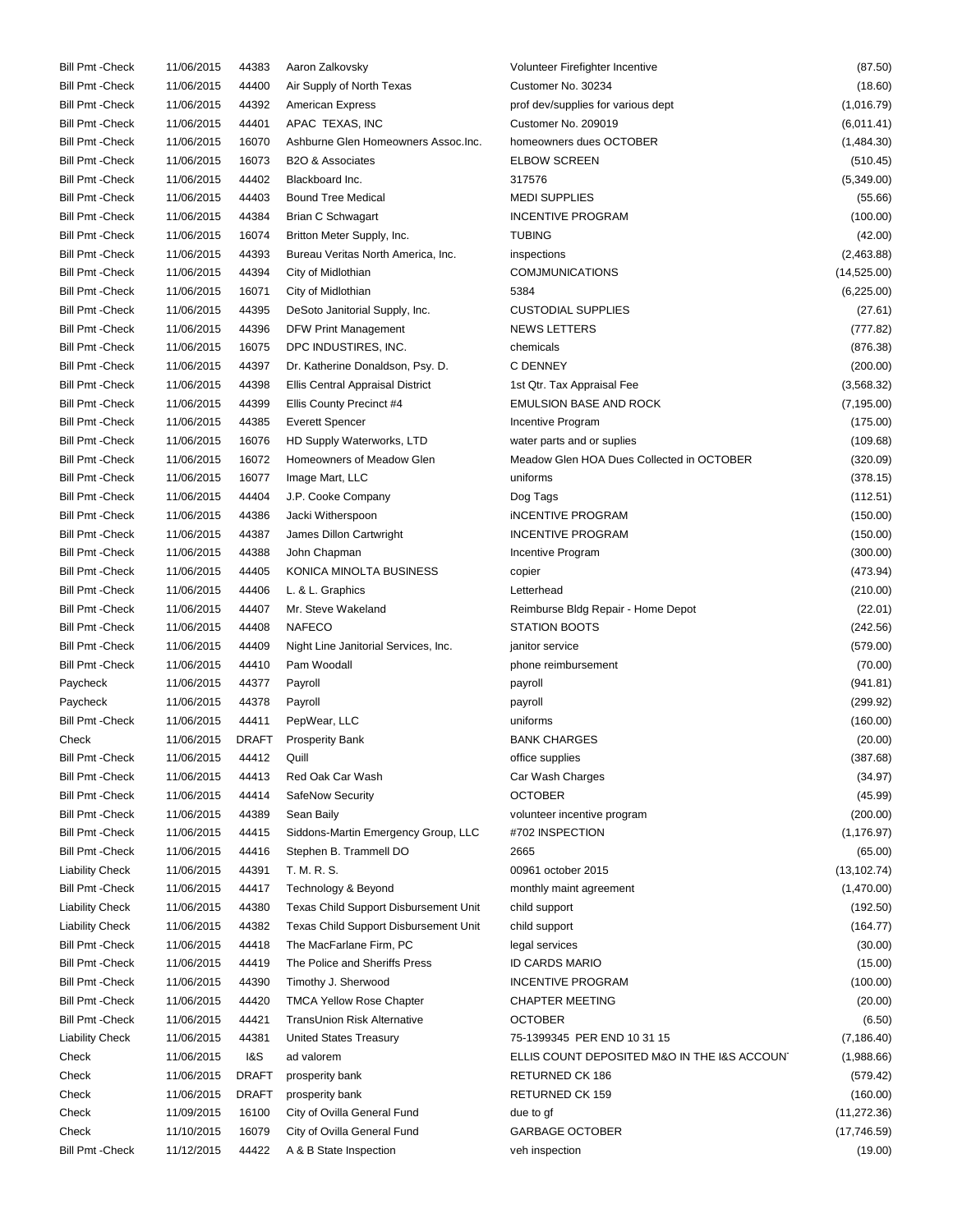| | | | | | |
|---|---|---|---|---|---|
| Bill Pmt -Check | 11/06/2015 | 44383 | Aaron Zalkovsky | Volunteer Firefighter Incentive | (87.50) |
| Bill Pmt -Check | 11/06/2015 | 44400 | Air Supply of North Texas | Customer No. 30234 | (18.60) |
| Bill Pmt -Check | 11/06/2015 | 44392 | American Express | prof dev/supplies for various dept | (1,016.79) |
| Bill Pmt -Check | 11/06/2015 | 44401 | APAC TEXAS, INC | Customer No. 209019 | (6,011.41) |
| Bill Pmt -Check | 11/06/2015 | 16070 | Ashburne Glen Homeowners Assoc.Inc. | homeowners dues OCTOBER | (1,484.30) |
| Bill Pmt -Check | 11/06/2015 | 16073 | B2O & Associates | ELBOW SCREEN | (510.45) |
| Bill Pmt -Check | 11/06/2015 | 44402 | Blackboard Inc. | 317576 | (5,349.00) |
| Bill Pmt -Check | 11/06/2015 | 44403 | Bound Tree Medical | MEDI SUPPLIES | (55.66) |
| Bill Pmt -Check | 11/06/2015 | 44384 | Brian C Schwagart | INCENTIVE PROGRAM | (100.00) |
| Bill Pmt -Check | 11/06/2015 | 16074 | Britton Meter Supply, Inc. | TUBING | (42.00) |
| Bill Pmt -Check | 11/06/2015 | 44393 | Bureau Veritas North America, Inc. | inspections | (2,463.88) |
| Bill Pmt -Check | 11/06/2015 | 44394 | City of Midlothian | COMJMUNICATIONS | (14,525.00) |
| Bill Pmt -Check | 11/06/2015 | 16071 | City of Midlothian | 5384 | (6,225.00) |
| Bill Pmt -Check | 11/06/2015 | 44395 | DeSoto Janitorial Supply, Inc. | CUSTODIAL SUPPLIES | (27.61) |
| Bill Pmt -Check | 11/06/2015 | 44396 | DFW Print Management | NEWS LETTERS | (777.82) |
| Bill Pmt -Check | 11/06/2015 | 16075 | DPC INDUSTIRES, INC. | chemicals | (876.38) |
| Bill Pmt -Check | 11/06/2015 | 44397 | Dr. Katherine Donaldson, Psy. D. | C DENNEY | (200.00) |
| Bill Pmt -Check | 11/06/2015 | 44398 | Ellis Central Appraisal District | 1st Qtr. Tax Appraisal Fee | (3,568.32) |
| Bill Pmt -Check | 11/06/2015 | 44399 | Ellis County Precinct #4 | EMULSION BASE AND ROCK | (7,195.00) |
| Bill Pmt -Check | 11/06/2015 | 44385 | Everett Spencer | Incentive Program | (175.00) |
| Bill Pmt -Check | 11/06/2015 | 16076 | HD Supply Waterworks, LTD | water parts and or suplies | (109.68) |
| Bill Pmt -Check | 11/06/2015 | 16072 | Homeowners of Meadow Glen | Meadow Glen HOA Dues Collected in OCTOBER | (320.09) |
| Bill Pmt -Check | 11/06/2015 | 16077 | Image Mart, LLC | uniforms | (378.15) |
| Bill Pmt -Check | 11/06/2015 | 44404 | J.P. Cooke Company | Dog Tags | (112.51) |
| Bill Pmt -Check | 11/06/2015 | 44386 | Jacki Witherspoon | iNCENTIVE PROGRAM | (150.00) |
| Bill Pmt -Check | 11/06/2015 | 44387 | James Dillon Cartwright | INCENTIVE PROGRAM | (150.00) |
| Bill Pmt -Check | 11/06/2015 | 44388 | John Chapman | Incentive Program | (300.00) |
| Bill Pmt -Check | 11/06/2015 | 44405 | KONICA MINOLTA BUSINESS | copier | (473.94) |
| Bill Pmt -Check | 11/06/2015 | 44406 | L. & L. Graphics | Letterhead | (210.00) |
| Bill Pmt -Check | 11/06/2015 | 44407 | Mr. Steve Wakeland | Reimburse Bldg Repair - Home Depot | (22.01) |
| Bill Pmt -Check | 11/06/2015 | 44408 | NAFECO | STATION BOOTS | (242.56) |
| Bill Pmt -Check | 11/06/2015 | 44409 | Night Line Janitorial Services, Inc. | janitor service | (579.00) |
| Bill Pmt -Check | 11/06/2015 | 44410 | Pam Woodall | phone reimbursement | (70.00) |
| Paycheck | 11/06/2015 | 44377 | Payroll | payroll | (941.81) |
| Paycheck | 11/06/2015 | 44378 | Payroll | payroll | (299.92) |
| Bill Pmt -Check | 11/06/2015 | 44411 | PepWear, LLC | uniforms | (160.00) |
| Check | 11/06/2015 | DRAFT | Prosperity Bank | BANK CHARGES | (20.00) |
| Bill Pmt -Check | 11/06/2015 | 44412 | Quill | office supplies | (387.68) |
| Bill Pmt -Check | 11/06/2015 | 44413 | Red Oak Car Wash | Car Wash Charges | (34.97) |
| Bill Pmt -Check | 11/06/2015 | 44414 | SafeNow Security | OCTOBER | (45.99) |
| Bill Pmt -Check | 11/06/2015 | 44389 | Sean Baily | volunteer incentive program | (200.00) |
| Bill Pmt -Check | 11/06/2015 | 44415 | Siddons-Martin Emergency Group, LLC | #702 INSPECTION | (1,176.97) |
| Bill Pmt -Check | 11/06/2015 | 44416 | Stephen B. Trammell DO | 2665 | (65.00) |
| Liability Check | 11/06/2015 | 44391 | T. M. R. S. | 00961 october 2015 | (13,102.74) |
| Bill Pmt -Check | 11/06/2015 | 44417 | Technology & Beyond | monthly maint agreement | (1,470.00) |
| Liability Check | 11/06/2015 | 44380 | Texas Child Support Disbursement Unit | child support | (192.50) |
| Liability Check | 11/06/2015 | 44382 | Texas Child Support Disbursement Unit | child support | (164.77) |
| Bill Pmt -Check | 11/06/2015 | 44418 | The MacFarlane Firm, PC | legal services | (30.00) |
| Bill Pmt -Check | 11/06/2015 | 44419 | The Police and Sheriffs Press | ID CARDS MARIO | (15.00) |
| Bill Pmt -Check | 11/06/2015 | 44390 | Timothy J. Sherwood | INCENTIVE PROGRAM | (100.00) |
| Bill Pmt -Check | 11/06/2015 | 44420 | TMCA Yellow Rose Chapter | CHAPTER MEETING | (20.00) |
| Bill Pmt -Check | 11/06/2015 | 44421 | TransUnion Risk Alternative | OCTOBER | (6.50) |
| Liability Check | 11/06/2015 | 44381 | United States Treasury | 75-1399345 PER END 10 31 15 | (7,186.40) |
| Check | 11/06/2015 | I&S | ad valorem | ELLIS COUNT DEPOSITED M&O IN THE I&S ACCOUN | (1,988.66) |
| Check | 11/06/2015 | DRAFT | prosperity bank | RETURNED CK 186 | (579.42) |
| Check | 11/06/2015 | DRAFT | prosperity bank | RETURNED CK 159 | (160.00) |
| Check | 11/09/2015 | 16100 | City of Ovilla General Fund | due to gf | (11,272.36) |
| Check | 11/10/2015 | 16079 | City of Ovilla General Fund | GARBAGE OCTOBER | (17,746.59) |
| Bill Pmt -Check | 11/12/2015 | 44422 | A & B State Inspection | veh inspection | (19.00) |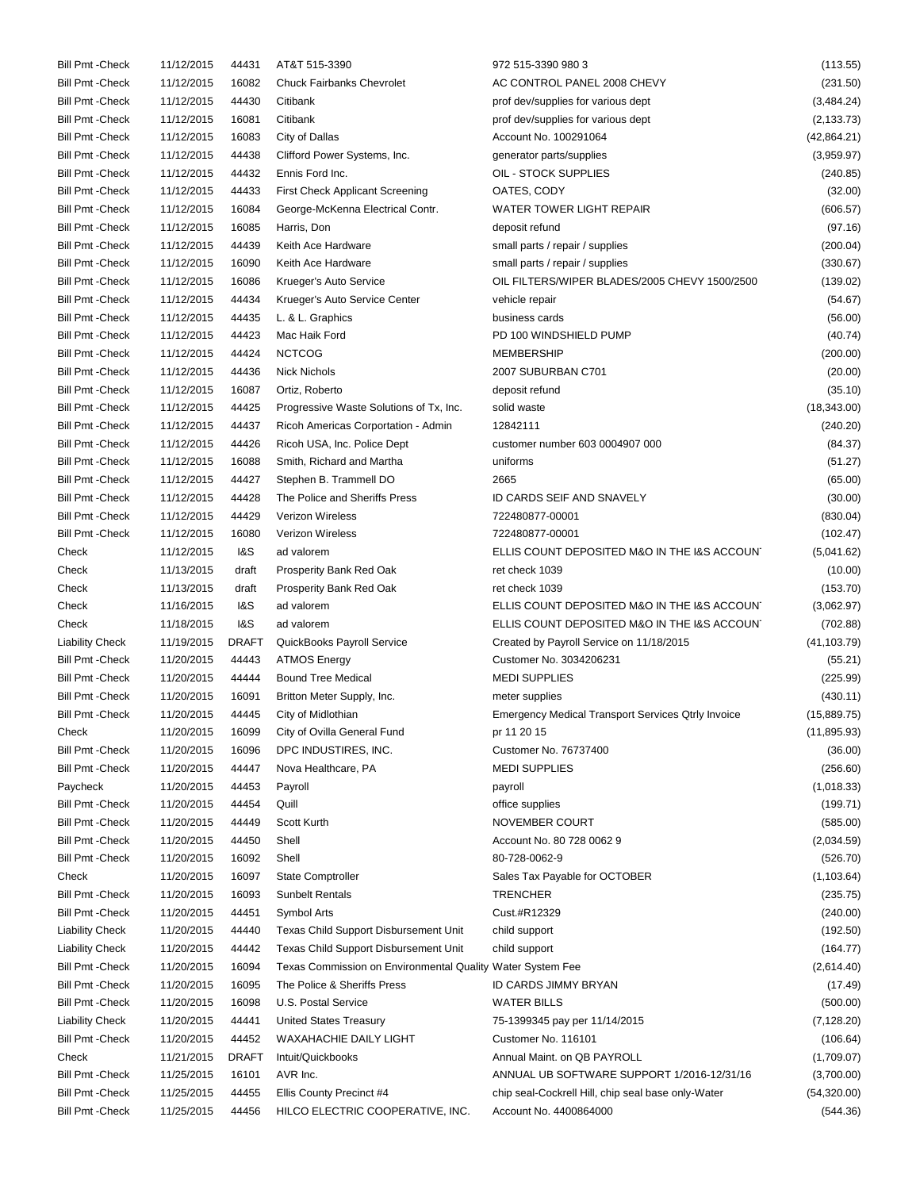| | | | | | |
|---|---|---|---|---|---|
| Bill Pmt -Check | 11/12/2015 | 44431 | AT&T 515-3390 | 972 515-3390 980 3 | (113.55) |
| Bill Pmt -Check | 11/12/2015 | 16082 | Chuck Fairbanks Chevrolet | AC CONTROL PANEL 2008 CHEVY | (231.50) |
| Bill Pmt -Check | 11/12/2015 | 44430 | Citibank | prof dev/supplies for various dept | (3,484.24) |
| Bill Pmt -Check | 11/12/2015 | 16081 | Citibank | prof dev/supplies for various dept | (2,133.73) |
| Bill Pmt -Check | 11/12/2015 | 16083 | City of Dallas | Account No. 100291064 | (42,864.21) |
| Bill Pmt -Check | 11/12/2015 | 44438 | Clifford Power Systems, Inc. | generator parts/supplies | (3,959.97) |
| Bill Pmt -Check | 11/12/2015 | 44432 | Ennis Ford Inc. | OIL - STOCK SUPPLIES | (240.85) |
| Bill Pmt -Check | 11/12/2015 | 44433 | First Check Applicant Screening | OATES, CODY | (32.00) |
| Bill Pmt -Check | 11/12/2015 | 16084 | George-McKenna Electrical Contr. | WATER TOWER LIGHT REPAIR | (606.57) |
| Bill Pmt -Check | 11/12/2015 | 16085 | Harris, Don | deposit refund | (97.16) |
| Bill Pmt -Check | 11/12/2015 | 44439 | Keith Ace Hardware | small parts / repair / supplies | (200.04) |
| Bill Pmt -Check | 11/12/2015 | 16090 | Keith Ace Hardware | small parts / repair / supplies | (330.67) |
| Bill Pmt -Check | 11/12/2015 | 16086 | Krueger's Auto Service | OIL FILTERS/WIPER BLADES/2005 CHEVY 1500/2500 | (139.02) |
| Bill Pmt -Check | 11/12/2015 | 44434 | Krueger's Auto Service Center | vehicle repair | (54.67) |
| Bill Pmt -Check | 11/12/2015 | 44435 | L. & L. Graphics | business cards | (56.00) |
| Bill Pmt -Check | 11/12/2015 | 44423 | Mac Haik Ford | PD 100 WINDSHIELD PUMP | (40.74) |
| Bill Pmt -Check | 11/12/2015 | 44424 | NCTCOG | MEMBERSHIP | (200.00) |
| Bill Pmt -Check | 11/12/2015 | 44436 | Nick Nichols | 2007 SUBURBAN C701 | (20.00) |
| Bill Pmt -Check | 11/12/2015 | 16087 | Ortiz, Roberto | deposit refund | (35.10) |
| Bill Pmt -Check | 11/12/2015 | 44425 | Progressive Waste Solutions of Tx, Inc. | solid waste | (18,343.00) |
| Bill Pmt -Check | 11/12/2015 | 44437 | Ricoh Americas Corportation - Admin | 12842111 | (240.20) |
| Bill Pmt -Check | 11/12/2015 | 44426 | Ricoh USA, Inc. Police Dept | customer number 603 0004907 000 | (84.37) |
| Bill Pmt -Check | 11/12/2015 | 16088 | Smith, Richard and Martha | uniforms | (51.27) |
| Bill Pmt -Check | 11/12/2015 | 44427 | Stephen B. Trammell DO | 2665 | (65.00) |
| Bill Pmt -Check | 11/12/2015 | 44428 | The Police and Sheriffs Press | ID CARDS SEIF AND SNAVELY | (30.00) |
| Bill Pmt -Check | 11/12/2015 | 44429 | Verizon Wireless | 722480877-00001 | (830.04) |
| Bill Pmt -Check | 11/12/2015 | 16080 | Verizon Wireless | 722480877-00001 | (102.47) |
| Check | 11/12/2015 | I&S | ad valorem | ELLIS COUNT DEPOSITED M&O IN THE I&S ACCOUN | (5,041.62) |
| Check | 11/13/2015 | draft | Prosperity Bank Red Oak | ret check 1039 | (10.00) |
| Check | 11/13/2015 | draft | Prosperity Bank Red Oak | ret check 1039 | (153.70) |
| Check | 11/16/2015 | I&S | ad valorem | ELLIS COUNT DEPOSITED M&O IN THE I&S ACCOUN | (3,062.97) |
| Check | 11/18/2015 | I&S | ad valorem | ELLIS COUNT DEPOSITED M&O IN THE I&S ACCOUN | (702.88) |
| Liability Check | 11/19/2015 | DRAFT | QuickBooks Payroll Service | Created by Payroll Service on 11/18/2015 | (41,103.79) |
| Bill Pmt -Check | 11/20/2015 | 44443 | ATMOS Energy | Customer No. 3034206231 | (55.21) |
| Bill Pmt -Check | 11/20/2015 | 44444 | Bound Tree Medical | MEDI SUPPLIES | (225.99) |
| Bill Pmt -Check | 11/20/2015 | 16091 | Britton Meter Supply, Inc. | meter supplies | (430.11) |
| Bill Pmt -Check | 11/20/2015 | 44445 | City of Midlothian | Emergency Medical Transport Services Qtrly Invoice | (15,889.75) |
| Check | 11/20/2015 | 16099 | City of Ovilla General Fund | pr 11 20 15 | (11,895.93) |
| Bill Pmt -Check | 11/20/2015 | 16096 | DPC INDUSTIRES, INC. | Customer No. 76737400 | (36.00) |
| Bill Pmt -Check | 11/20/2015 | 44447 | Nova Healthcare, PA | MEDI SUPPLIES | (256.60) |
| Paycheck | 11/20/2015 | 44453 | Payroll | payroll | (1,018.33) |
| Bill Pmt -Check | 11/20/2015 | 44454 | Quill | office supplies | (199.71) |
| Bill Pmt -Check | 11/20/2015 | 44449 | Scott Kurth | NOVEMBER COURT | (585.00) |
| Bill Pmt -Check | 11/20/2015 | 44450 | Shell | Account No. 80 728 0062 9 | (2,034.59) |
| Bill Pmt -Check | 11/20/2015 | 16092 | Shell | 80-728-0062-9 | (526.70) |
| Check | 11/20/2015 | 16097 | State Comptroller | Sales Tax Payable for OCTOBER | (1,103.64) |
| Bill Pmt -Check | 11/20/2015 | 16093 | Sunbelt Rentals | TRENCHER | (235.75) |
| Bill Pmt -Check | 11/20/2015 | 44451 | Symbol Arts | Cust.#R12329 | (240.00) |
| Liability Check | 11/20/2015 | 44440 | Texas Child Support Disbursement Unit | child support | (192.50) |
| Liability Check | 11/20/2015 | 44442 | Texas Child Support Disbursement Unit | child support | (164.77) |
| Bill Pmt -Check | 11/20/2015 | 16094 | Texas Commission on Environmental Quality | Water System Fee | (2,614.40) |
| Bill Pmt -Check | 11/20/2015 | 16095 | The Police & Sheriffs Press | ID CARDS JIMMY BRYAN | (17.49) |
| Bill Pmt -Check | 11/20/2015 | 16098 | U.S. Postal Service | WATER BILLS | (500.00) |
| Liability Check | 11/20/2015 | 44441 | United States Treasury | 75-1399345 pay per 11/14/2015 | (7,128.20) |
| Bill Pmt -Check | 11/20/2015 | 44452 | WAXAHACHIE DAILY LIGHT | Customer No. 116101 | (106.64) |
| Check | 11/21/2015 | DRAFT | Intuit/Quickbooks | Annual Maint. on QB PAYROLL | (1,709.07) |
| Bill Pmt -Check | 11/25/2015 | 16101 | AVR Inc. | ANNUAL UB SOFTWARE SUPPORT 1/2016-12/31/16 | (3,700.00) |
| Bill Pmt -Check | 11/25/2015 | 44455 | Ellis County Precinct #4 | chip seal-Cockrell Hill, chip seal base only-Water | (54,320.00) |
| Bill Pmt -Check | 11/25/2015 | 44456 | HILCO ELECTRIC COOPERATIVE, INC. | Account No. 4400864000 | (544.36) |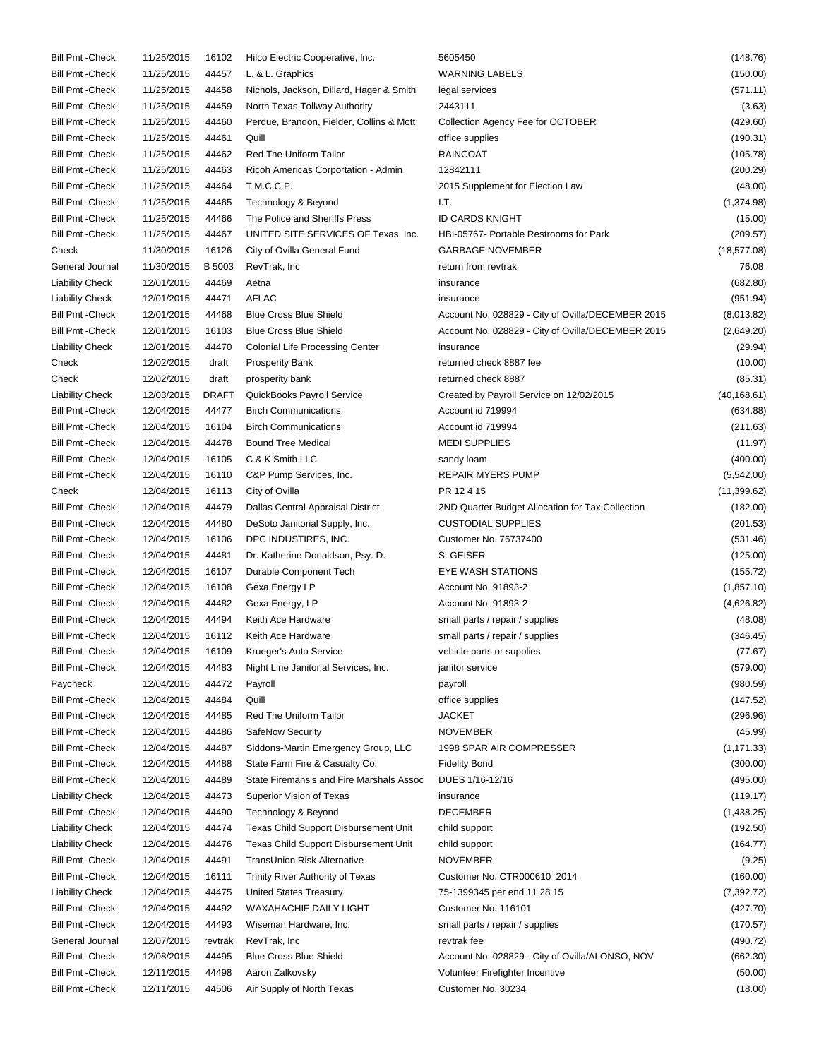| | | | | | |
|---|---|---|---|---|---|
| Bill Pmt -Check | 11/25/2015 | 16102 | Hilco Electric Cooperative, Inc. | 5605450 | (148.76) |
| Bill Pmt -Check | 11/25/2015 | 44457 | L. & L. Graphics | WARNING LABELS | (150.00) |
| Bill Pmt -Check | 11/25/2015 | 44458 | Nichols, Jackson, Dillard, Hager & Smith | legal services | (571.11) |
| Bill Pmt -Check | 11/25/2015 | 44459 | North Texas Tollway Authority | 2443111 | (3.63) |
| Bill Pmt -Check | 11/25/2015 | 44460 | Perdue, Brandon, Fielder, Collins & Mott | Collection Agency Fee for OCTOBER | (429.60) |
| Bill Pmt -Check | 11/25/2015 | 44461 | Quill | office supplies | (190.31) |
| Bill Pmt -Check | 11/25/2015 | 44462 | Red The Uniform Tailor | RAINCOAT | (105.78) |
| Bill Pmt -Check | 11/25/2015 | 44463 | Ricoh Americas Corportation - Admin | 12842111 | (200.29) |
| Bill Pmt -Check | 11/25/2015 | 44464 | T.M.C.C.P. | 2015 Supplement for Election Law | (48.00) |
| Bill Pmt -Check | 11/25/2015 | 44465 | Technology & Beyond | I.T. | (1,374.98) |
| Bill Pmt -Check | 11/25/2015 | 44466 | The Police and Sheriffs Press | ID CARDS KNIGHT | (15.00) |
| Bill Pmt -Check | 11/25/2015 | 44467 | UNITED SITE SERVICES OF Texas, Inc. | HBI-05767- Portable Restrooms for Park | (209.57) |
| Check | 11/30/2015 | 16126 | City of Ovilla General Fund | GARBAGE NOVEMBER | (18,577.08) |
| General Journal | 11/30/2015 | B 5003 | RevTrak, Inc | return from revtrak | 76.08 |
| Liability Check | 12/01/2015 | 44469 | Aetna | insurance | (682.80) |
| Liability Check | 12/01/2015 | 44471 | AFLAC | insurance | (951.94) |
| Bill Pmt -Check | 12/01/2015 | 44468 | Blue Cross Blue Shield | Account No. 028829 - City of Ovilla/DECEMBER 2015 | (8,013.82) |
| Bill Pmt -Check | 12/01/2015 | 16103 | Blue Cross Blue Shield | Account No. 028829 - City of Ovilla/DECEMBER 2015 | (2,649.20) |
| Liability Check | 12/01/2015 | 44470 | Colonial Life Processing Center | insurance | (29.94) |
| Check | 12/02/2015 | draft | Prosperity Bank | returned check 8887 fee | (10.00) |
| Check | 12/02/2015 | draft | prosperity bank | returned check 8887 | (85.31) |
| Liability Check | 12/03/2015 | DRAFT | QuickBooks Payroll Service | Created by Payroll Service on 12/02/2015 | (40,168.61) |
| Bill Pmt -Check | 12/04/2015 | 44477 | Birch Communications | Account id 719994 | (634.88) |
| Bill Pmt -Check | 12/04/2015 | 16104 | Birch Communications | Account id 719994 | (211.63) |
| Bill Pmt -Check | 12/04/2015 | 44478 | Bound Tree Medical | MEDI SUPPLIES | (11.97) |
| Bill Pmt -Check | 12/04/2015 | 16105 | C & K Smith LLC | sandy loam | (400.00) |
| Bill Pmt -Check | 12/04/2015 | 16110 | C&P Pump Services, Inc. | REPAIR MYERS PUMP | (5,542.00) |
| Check | 12/04/2015 | 16113 | City of Ovilla | PR 12 4 15 | (11,399.62) |
| Bill Pmt -Check | 12/04/2015 | 44479 | Dallas Central Appraisal District | 2ND Quarter Budget Allocation for Tax Collection | (182.00) |
| Bill Pmt -Check | 12/04/2015 | 44480 | DeSoto Janitorial Supply, Inc. | CUSTODIAL SUPPLIES | (201.53) |
| Bill Pmt -Check | 12/04/2015 | 16106 | DPC INDUSTIRES, INC. | Customer No. 76737400 | (531.46) |
| Bill Pmt -Check | 12/04/2015 | 44481 | Dr. Katherine Donaldson, Psy. D. | S. GEISER | (125.00) |
| Bill Pmt -Check | 12/04/2015 | 16107 | Durable Component Tech | EYE WASH STATIONS | (155.72) |
| Bill Pmt -Check | 12/04/2015 | 16108 | Gexa Energy LP | Account No. 91893-2 | (1,857.10) |
| Bill Pmt -Check | 12/04/2015 | 44482 | Gexa Energy, LP | Account No. 91893-2 | (4,626.82) |
| Bill Pmt -Check | 12/04/2015 | 44494 | Keith Ace Hardware | small parts / repair / supplies | (48.08) |
| Bill Pmt -Check | 12/04/2015 | 16112 | Keith Ace Hardware | small parts / repair / supplies | (346.45) |
| Bill Pmt -Check | 12/04/2015 | 16109 | Krueger's Auto Service | vehicle parts or supplies | (77.67) |
| Bill Pmt -Check | 12/04/2015 | 44483 | Night Line Janitorial Services, Inc. | janitor service | (579.00) |
| Paycheck | 12/04/2015 | 44472 | Payroll | payroll | (980.59) |
| Bill Pmt -Check | 12/04/2015 | 44484 | Quill | office supplies | (147.52) |
| Bill Pmt -Check | 12/04/2015 | 44485 | Red The Uniform Tailor | JACKET | (296.96) |
| Bill Pmt -Check | 12/04/2015 | 44486 | SafeNow Security | NOVEMBER | (45.99) |
| Bill Pmt -Check | 12/04/2015 | 44487 | Siddons-Martin Emergency Group, LLC | 1998 SPAR AIR COMPRESSER | (1,171.33) |
| Bill Pmt -Check | 12/04/2015 | 44488 | State Farm Fire & Casualty Co. | Fidelity Bond | (300.00) |
| Bill Pmt -Check | 12/04/2015 | 44489 | State Firemans's and Fire Marshals Assoc | DUES 1/16-12/16 | (495.00) |
| Liability Check | 12/04/2015 | 44473 | Superior Vision of Texas | insurance | (119.17) |
| Bill Pmt -Check | 12/04/2015 | 44490 | Technology & Beyond | DECEMBER | (1,438.25) |
| Liability Check | 12/04/2015 | 44474 | Texas Child Support Disbursement Unit | child support | (192.50) |
| Liability Check | 12/04/2015 | 44476 | Texas Child Support Disbursement Unit | child support | (164.77) |
| Bill Pmt -Check | 12/04/2015 | 44491 | TransUnion Risk Alternative | NOVEMBER | (9.25) |
| Bill Pmt -Check | 12/04/2015 | 16111 | Trinity River Authority of Texas | Customer No. CTR000610 2014 | (160.00) |
| Liability Check | 12/04/2015 | 44475 | United States Treasury | 75-1399345 per end 11 28 15 | (7,392.72) |
| Bill Pmt -Check | 12/04/2015 | 44492 | WAXAHACHIE DAILY LIGHT | Customer No. 116101 | (427.70) |
| Bill Pmt -Check | 12/04/2015 | 44493 | Wiseman Hardware, Inc. | small parts / repair / supplies | (170.57) |
| General Journal | 12/07/2015 | revtrak | RevTrak, Inc | revtrak fee | (490.72) |
| Bill Pmt -Check | 12/08/2015 | 44495 | Blue Cross Blue Shield | Account No. 028829 - City of Ovilla/ALONSO, NOV | (662.30) |
| Bill Pmt -Check | 12/11/2015 | 44498 | Aaron Zalkovsky | Volunteer Firefighter Incentive | (50.00) |
| Bill Pmt -Check | 12/11/2015 | 44506 | Air Supply of North Texas | Customer No. 30234 | (18.00) |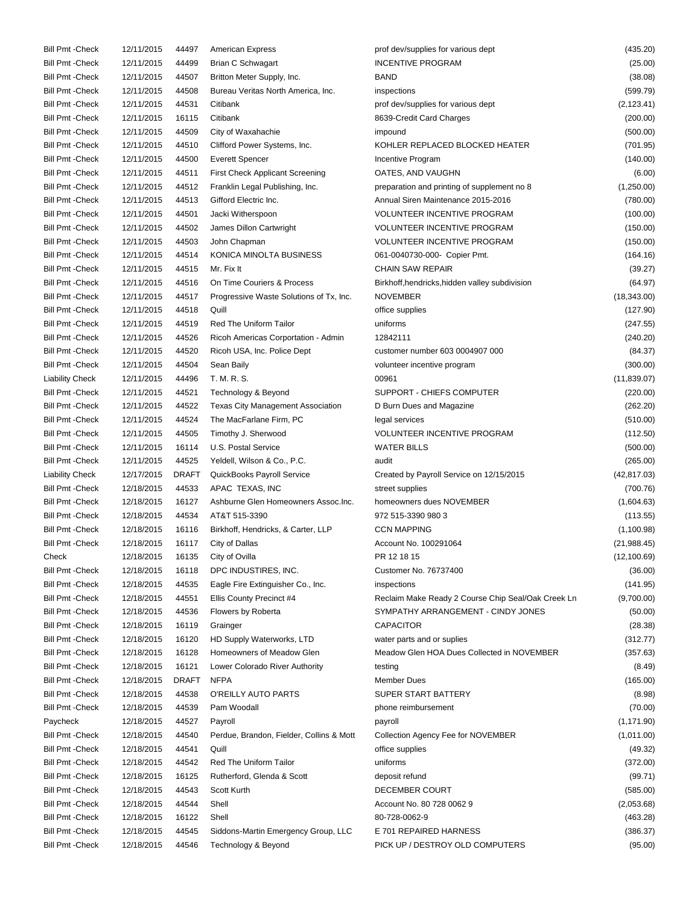| | | | | | |
|---|---|---|---|---|---|
| Bill Pmt -Check | 12/11/2015 | 44497 | American Express | prof dev/supplies for various dept | (435.20) |
| Bill Pmt -Check | 12/11/2015 | 44499 | Brian C Schwagart | INCENTIVE PROGRAM | (25.00) |
| Bill Pmt -Check | 12/11/2015 | 44507 | Britton Meter Supply, Inc. | BAND | (38.08) |
| Bill Pmt -Check | 12/11/2015 | 44508 | Bureau Veritas North America, Inc. | inspections | (599.79) |
| Bill Pmt -Check | 12/11/2015 | 44531 | Citibank | prof dev/supplies for various dept | (2,123.41) |
| Bill Pmt -Check | 12/11/2015 | 16115 | Citibank | 8639-Credit Card Charges | (200.00) |
| Bill Pmt -Check | 12/11/2015 | 44509 | City of Waxahachie | impound | (500.00) |
| Bill Pmt -Check | 12/11/2015 | 44510 | Clifford Power Systems, Inc. | KOHLER REPLACED BLOCKED HEATER | (701.95) |
| Bill Pmt -Check | 12/11/2015 | 44500 | Everett Spencer | Incentive Program | (140.00) |
| Bill Pmt -Check | 12/11/2015 | 44511 | First Check Applicant Screening | OATES, AND VAUGHN | (6.00) |
| Bill Pmt -Check | 12/11/2015 | 44512 | Franklin Legal Publishing, Inc. | preparation and printing of supplement no 8 | (1,250.00) |
| Bill Pmt -Check | 12/11/2015 | 44513 | Gifford Electric Inc. | Annual Siren Maintenance 2015-2016 | (780.00) |
| Bill Pmt -Check | 12/11/2015 | 44501 | Jacki Witherspoon | VOLUNTEER INCENTIVE PROGRAM | (100.00) |
| Bill Pmt -Check | 12/11/2015 | 44502 | James Dillon Cartwright | VOLUNTEER INCENTIVE PROGRAM | (150.00) |
| Bill Pmt -Check | 12/11/2015 | 44503 | John Chapman | VOLUNTEER INCENTIVE PROGRAM | (150.00) |
| Bill Pmt -Check | 12/11/2015 | 44514 | KONICA MINOLTA BUSINESS | 061-0040730-000- Copier Pmt. | (164.16) |
| Bill Pmt -Check | 12/11/2015 | 44515 | Mr. Fix It | CHAIN SAW REPAIR | (39.27) |
| Bill Pmt -Check | 12/11/2015 | 44516 | On Time Couriers & Process | Birkhoff,hendricks,hidden valley subdivision | (64.97) |
| Bill Pmt -Check | 12/11/2015 | 44517 | Progressive Waste Solutions of Tx, Inc. | NOVEMBER | (18,343.00) |
| Bill Pmt -Check | 12/11/2015 | 44518 | Quill | office supplies | (127.90) |
| Bill Pmt -Check | 12/11/2015 | 44519 | Red The Uniform Tailor | uniforms | (247.55) |
| Bill Pmt -Check | 12/11/2015 | 44526 | Ricoh Americas Corportation - Admin | 12842111 | (240.20) |
| Bill Pmt -Check | 12/11/2015 | 44520 | Ricoh USA, Inc. Police Dept | customer number 603 0004907 000 | (84.37) |
| Bill Pmt -Check | 12/11/2015 | 44504 | Sean Baily | volunteer incentive program | (300.00) |
| Liability Check | 12/11/2015 | 44496 | T. M. R. S. | 00961 | (11,839.07) |
| Bill Pmt -Check | 12/11/2015 | 44521 | Technology & Beyond | SUPPORT - CHIEFS COMPUTER | (220.00) |
| Bill Pmt -Check | 12/11/2015 | 44522 | Texas City Management Association | D Burn Dues and Magazine | (262.20) |
| Bill Pmt -Check | 12/11/2015 | 44524 | The MacFarlane Firm, PC | legal services | (510.00) |
| Bill Pmt -Check | 12/11/2015 | 44505 | Timothy J. Sherwood | VOLUNTEER INCENTIVE PROGRAM | (112.50) |
| Bill Pmt -Check | 12/11/2015 | 16114 | U.S. Postal Service | WATER BILLS | (500.00) |
| Bill Pmt -Check | 12/11/2015 | 44525 | Yeldell, Wilson & Co., P.C. | audit | (265.00) |
| Liability Check | 12/17/2015 | DRAFT | QuickBooks Payroll Service | Created by Payroll Service on 12/15/2015 | (42,817.03) |
| Bill Pmt -Check | 12/18/2015 | 44533 | APAC TEXAS, INC | street supplies | (700.76) |
| Bill Pmt -Check | 12/18/2015 | 16127 | Ashburne Glen Homeowners Assoc.Inc. | homeowners dues NOVEMBER | (1,604.63) |
| Bill Pmt -Check | 12/18/2015 | 44534 | AT&T 515-3390 | 972 515-3390 980 3 | (113.55) |
| Bill Pmt -Check | 12/18/2015 | 16116 | Birkhoff, Hendricks, & Carter, LLP | CCN MAPPING | (1,100.98) |
| Bill Pmt -Check | 12/18/2015 | 16117 | City of Dallas | Account No. 100291064 | (21,988.45) |
| Check | 12/18/2015 | 16135 | City of Ovilla | PR 12 18 15 | (12,100.69) |
| Bill Pmt -Check | 12/18/2015 | 16118 | DPC INDUSTIRES, INC. | Customer No. 76737400 | (36.00) |
| Bill Pmt -Check | 12/18/2015 | 44535 | Eagle Fire Extinguisher Co., Inc. | inspections | (141.95) |
| Bill Pmt -Check | 12/18/2015 | 44551 | Ellis County Precinct #4 | Reclaim Make Ready 2 Course Chip Seal/Oak Creek Ln | (9,700.00) |
| Bill Pmt -Check | 12/18/2015 | 44536 | Flowers by Roberta | SYMPATHY ARRANGEMENT - CINDY JONES | (50.00) |
| Bill Pmt -Check | 12/18/2015 | 16119 | Grainger | CAPACITOR | (28.38) |
| Bill Pmt -Check | 12/18/2015 | 16120 | HD Supply Waterworks, LTD | water parts and or suplies | (312.77) |
| Bill Pmt -Check | 12/18/2015 | 16128 | Homeowners of Meadow Glen | Meadow Glen HOA Dues Collected in NOVEMBER | (357.63) |
| Bill Pmt -Check | 12/18/2015 | 16121 | Lower Colorado River Authority | testing | (8.49) |
| Bill Pmt -Check | 12/18/2015 | DRAFT | NFPA | Member Dues | (165.00) |
| Bill Pmt -Check | 12/18/2015 | 44538 | O'REILLY AUTO PARTS | SUPER START BATTERY | (8.98) |
| Bill Pmt -Check | 12/18/2015 | 44539 | Pam Woodall | phone reimbursement | (70.00) |
| Paycheck | 12/18/2015 | 44527 | Payroll | payroll | (1,171.90) |
| Bill Pmt -Check | 12/18/2015 | 44540 | Perdue, Brandon, Fielder, Collins & Mott | Collection Agency Fee for NOVEMBER | (1,011.00) |
| Bill Pmt -Check | 12/18/2015 | 44541 | Quill | office supplies | (49.32) |
| Bill Pmt -Check | 12/18/2015 | 44542 | Red The Uniform Tailor | uniforms | (372.00) |
| Bill Pmt -Check | 12/18/2015 | 16125 | Rutherford, Glenda & Scott | deposit refund | (99.71) |
| Bill Pmt -Check | 12/18/2015 | 44543 | Scott Kurth | DECEMBER COURT | (585.00) |
| Bill Pmt -Check | 12/18/2015 | 44544 | Shell | Account No. 80 728 0062 9 | (2,053.68) |
| Bill Pmt -Check | 12/18/2015 | 16122 | Shell | 80-728-0062-9 | (463.28) |
| Bill Pmt -Check | 12/18/2015 | 44545 | Siddons-Martin Emergency Group, LLC | E 701 REPAIRED HARNESS | (386.37) |
| Bill Pmt -Check | 12/18/2015 | 44546 | Technology & Beyond | PICK UP / DESTROY OLD COMPUTERS | (95.00) |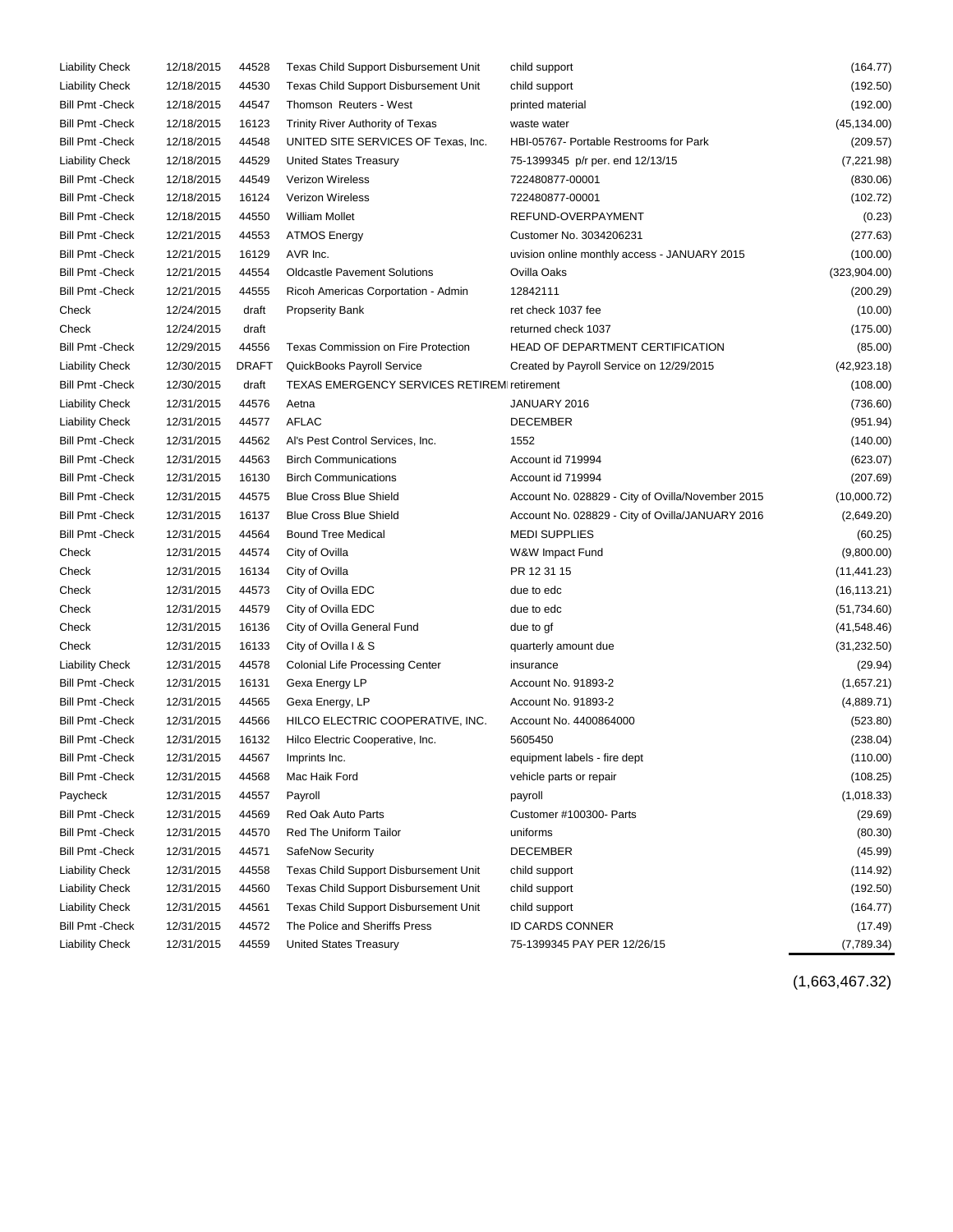| | | | | | |
|---|---|---|---|---|---|
| Liability Check | 12/18/2015 | 44528 | Texas Child Support Disbursement Unit | child support | (164.77) |
| Liability Check | 12/18/2015 | 44530 | Texas Child Support Disbursement Unit | child support | (192.50) |
| Bill Pmt -Check | 12/18/2015 | 44547 | Thomson Reuters - West | printed material | (192.00) |
| Bill Pmt -Check | 12/18/2015 | 16123 | Trinity River Authority of Texas | waste water | (45,134.00) |
| Bill Pmt -Check | 12/18/2015 | 44548 | UNITED SITE SERVICES OF Texas, Inc. | HBI-05767- Portable Restrooms for Park | (209.57) |
| Liability Check | 12/18/2015 | 44529 | United States Treasury | 75-1399345 p/r per. end 12/13/15 | (7,221.98) |
| Bill Pmt -Check | 12/18/2015 | 44549 | Verizon Wireless | 722480877-00001 | (830.06) |
| Bill Pmt -Check | 12/18/2015 | 16124 | Verizon Wireless | 722480877-00001 | (102.72) |
| Bill Pmt -Check | 12/18/2015 | 44550 | William Mollet | REFUND-OVERPAYMENT | (0.23) |
| Bill Pmt -Check | 12/21/2015 | 44553 | ATMOS Energy | Customer No. 3034206231 | (277.63) |
| Bill Pmt -Check | 12/21/2015 | 16129 | AVR Inc. | uvision online monthly access - JANUARY 2015 | (100.00) |
| Bill Pmt -Check | 12/21/2015 | 44554 | Oldcastle Pavement Solutions | Ovilla Oaks | (323,904.00) |
| Bill Pmt -Check | 12/21/2015 | 44555 | Ricoh Americas Corportation - Admin | 12842111 | (200.29) |
| Check | 12/24/2015 | draft | Propserity Bank | ret check 1037 fee | (10.00) |
| Check | 12/24/2015 | draft | | returned check 1037 | (175.00) |
| Bill Pmt -Check | 12/29/2015 | 44556 | Texas Commission on Fire Protection | HEAD OF DEPARTMENT CERTIFICATION | (85.00) |
| Liability Check | 12/30/2015 | DRAFT | QuickBooks Payroll Service | Created by Payroll Service on 12/29/2015 | (42,923.18) |
| Bill Pmt -Check | 12/30/2015 | draft | TEXAS EMERGENCY SERVICES RETIREMI | retirement | (108.00) |
| Liability Check | 12/31/2015 | 44576 | Aetna | JANUARY 2016 | (736.60) |
| Liability Check | 12/31/2015 | 44577 | AFLAC | DECEMBER | (951.94) |
| Bill Pmt -Check | 12/31/2015 | 44562 | Al's Pest Control Services, Inc. | 1552 | (140.00) |
| Bill Pmt -Check | 12/31/2015 | 44563 | Birch Communications | Account id 719994 | (623.07) |
| Bill Pmt -Check | 12/31/2015 | 16130 | Birch Communications | Account id 719994 | (207.69) |
| Bill Pmt -Check | 12/31/2015 | 44575 | Blue Cross Blue Shield | Account No. 028829 - City of Ovilla/November 2015 | (10,000.72) |
| Bill Pmt -Check | 12/31/2015 | 16137 | Blue Cross Blue Shield | Account No. 028829 - City of Ovilla/JANUARY 2016 | (2,649.20) |
| Bill Pmt -Check | 12/31/2015 | 44564 | Bound Tree Medical | MEDI SUPPLIES | (60.25) |
| Check | 12/31/2015 | 44574 | City of Ovilla | W&W Impact Fund | (9,800.00) |
| Check | 12/31/2015 | 16134 | City of Ovilla | PR 12 31 15 | (11,441.23) |
| Check | 12/31/2015 | 44573 | City of Ovilla EDC | due to edc | (16,113.21) |
| Check | 12/31/2015 | 44579 | City of Ovilla EDC | due to edc | (51,734.60) |
| Check | 12/31/2015 | 16136 | City of Ovilla General Fund | due to gf | (41,548.46) |
| Check | 12/31/2015 | 16133 | City of Ovilla I & S | quarterly amount due | (31,232.50) |
| Liability Check | 12/31/2015 | 44578 | Colonial Life Processing Center | insurance | (29.94) |
| Bill Pmt -Check | 12/31/2015 | 16131 | Gexa Energy LP | Account No. 91893-2 | (1,657.21) |
| Bill Pmt -Check | 12/31/2015 | 44565 | Gexa Energy, LP | Account No. 91893-2 | (4,889.71) |
| Bill Pmt -Check | 12/31/2015 | 44566 | HILCO ELECTRIC COOPERATIVE, INC. | Account No. 4400864000 | (523.80) |
| Bill Pmt -Check | 12/31/2015 | 16132 | Hilco Electric Cooperative, Inc. | 5605450 | (238.04) |
| Bill Pmt -Check | 12/31/2015 | 44567 | Imprints Inc. | equipment labels - fire dept | (110.00) |
| Bill Pmt -Check | 12/31/2015 | 44568 | Mac Haik Ford | vehicle parts or repair | (108.25) |
| Paycheck | 12/31/2015 | 44557 | Payroll | payroll | (1,018.33) |
| Bill Pmt -Check | 12/31/2015 | 44569 | Red Oak Auto Parts | Customer #100300- Parts | (29.69) |
| Bill Pmt -Check | 12/31/2015 | 44570 | Red The Uniform Tailor | uniforms | (80.30) |
| Bill Pmt -Check | 12/31/2015 | 44571 | SafeNow Security | DECEMBER | (45.99) |
| Liability Check | 12/31/2015 | 44558 | Texas Child Support Disbursement Unit | child support | (114.92) |
| Liability Check | 12/31/2015 | 44560 | Texas Child Support Disbursement Unit | child support | (192.50) |
| Liability Check | 12/31/2015 | 44561 | Texas Child Support Disbursement Unit | child support | (164.77) |
| Bill Pmt -Check | 12/31/2015 | 44572 | The Police and Sheriffs Press | ID CARDS CONNER | (17.49) |
| Liability Check | 12/31/2015 | 44559 | United States Treasury | 75-1399345 PAY PER 12/26/15 | (7,789.34) |
| | | | | | (1,663,467.32) |